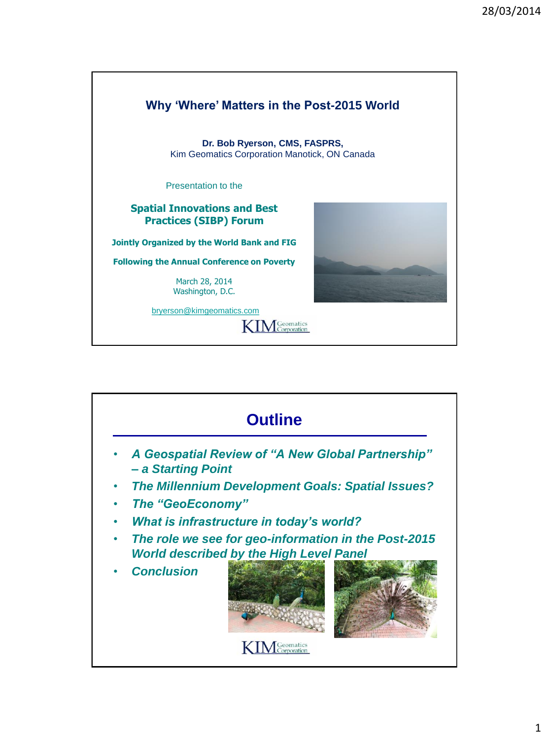# Why 'Where' Matters in the Post-2015 World

**Dr. Bob Ryerson, CMS, FASPRS,**
Kim Geomatics Corporation Manotick, ON Canada

Presentation to the

**Spatial Innovations and Best Practices (SIBP) Forum**

**Jointly Organized by the World Bank and FIG**

**Following the Annual Conference on Poverty**

March 28, 2014
Washington, D.C.

bryerson@kimgeomatics.com

KIM Geomatics Corporation

## Outline

- *A Geospatial Review of "A New Global Partnership" – a Starting Point*
- *The Millennium Development Goals: Spatial Issues?*
- *The "GeoEconomy"*
- *What is infrastructure in today's world?*
- *The role we see for geo-information in the Post-2015 World described by the High Level Panel*
- *Conclusion*

KIM Geomatics Corporation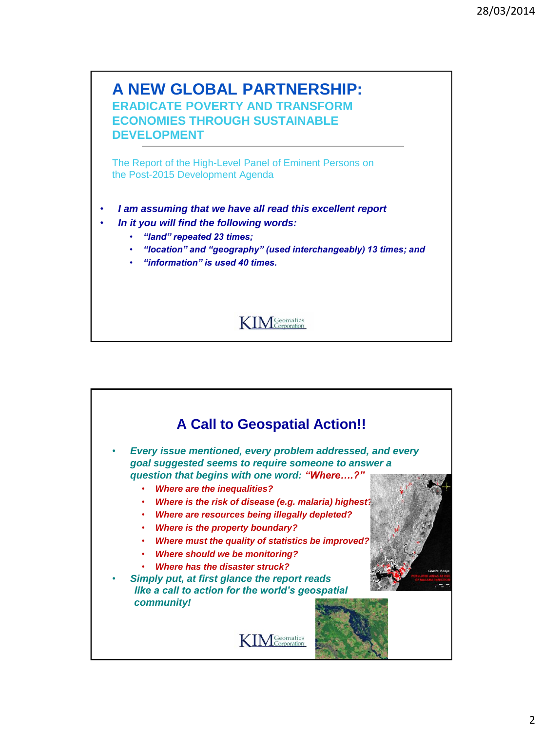# A NEW GLOBAL PARTNERSHIP:

## ERADICATE POVERTY AND TRANSFORM ECONOMIES THROUGH SUSTAINABLE DEVELOPMENT

The Report of the High-Level Panel of Eminent Persons on the Post-2015 Development Agenda

- ***I am assuming that we have all read this excellent report***
- ***In it you will find the following words:***
  - ***"land" repeated 23 times;***
  - ***"location" and "geography" (used interchangeably) 13 times; and***
  - ***"information" is used 40 times.***

KIM Geomatics Corporation

## A Call to Geospatial Action!!

- ***Every issue mentioned, every problem addressed, and every goal suggested seems to require someone to answer a question that begins with one word: "Where….?"***
  - ***Where are the inequalities?***
  - ***Where is the risk of disease (e.g. malaria) highest?***
  - ***Where are resources being illegally depleted?***
  - ***Where is the property boundary?***
  - ***Where must the quality of statistics be improved?***
  - ***Where should we be monitoring?***
  - ***Where has the disaster struck?***
- ***Simply put, at first glance the report reads like a call to action for the world's geospatial community!***

KIM Geomatics Corporation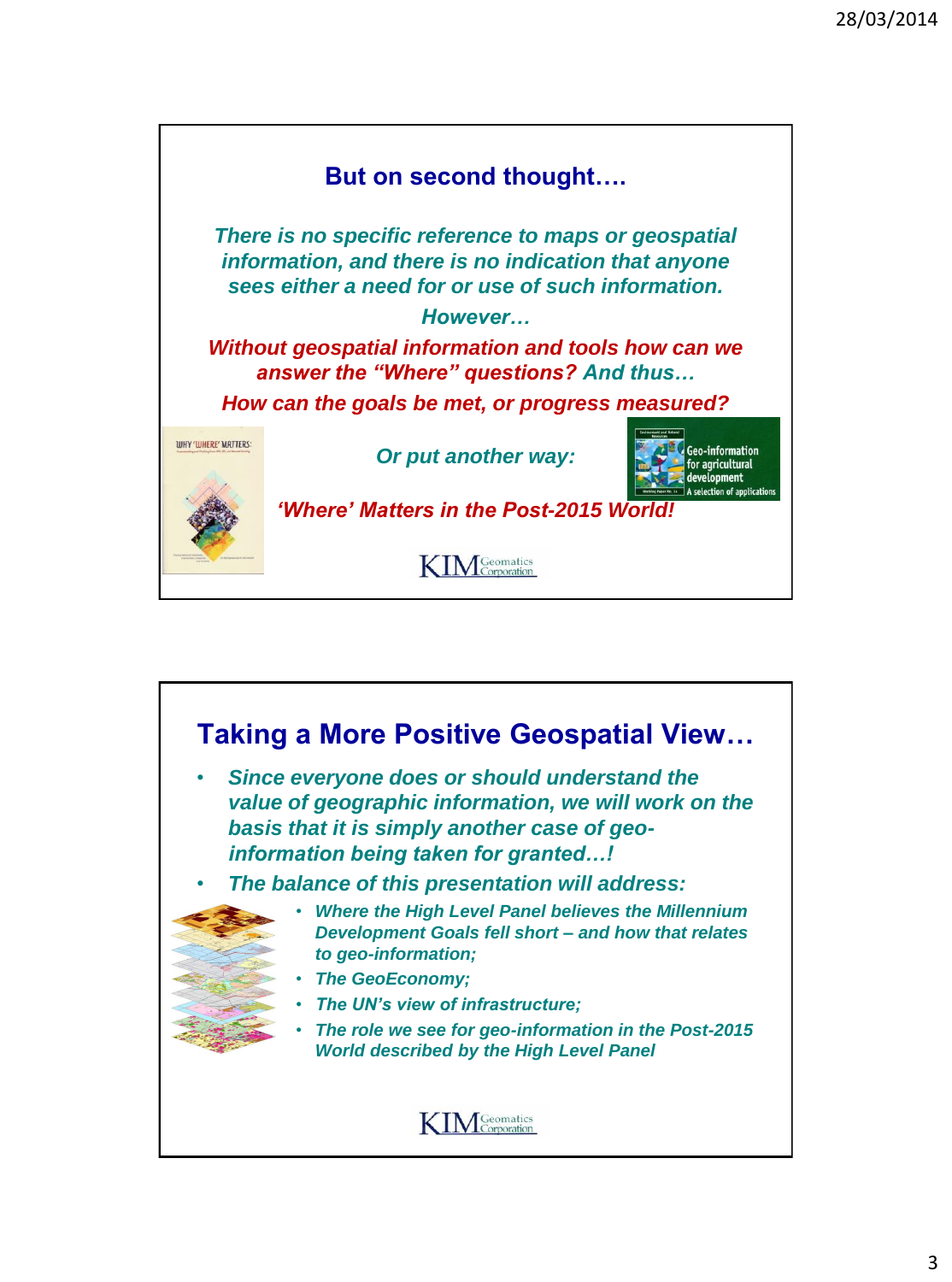## But on second thought….

*There is no specific reference to maps or geospatial information, and there is no indication that anyone sees either a need for or use of such information.*

*However…*

***Without geospatial information and tools how can we answer the "Where" questions? And thus…***

***How can the goals be met, or progress measured?***

*Or put another way:*

***'Where' Matters in the Post-2015 World!***

KIM Geomatics Corporation

## Taking a More Positive Geospatial View…

- ***Since everyone does or should understand the value of geographic information, we will work on the basis that it is simply another case of geo-information being taken for granted…!***
- ***The balance of this presentation will address:***
  - ***Where the High Level Panel believes the Millennium Development Goals fell short – and how that relates to geo-information;***
  - ***The GeoEconomy;***
  - ***The UN's view of infrastructure;***
  - ***The role we see for geo-information in the Post-2015 World described by the High Level Panel***

KIM Geomatics Corporation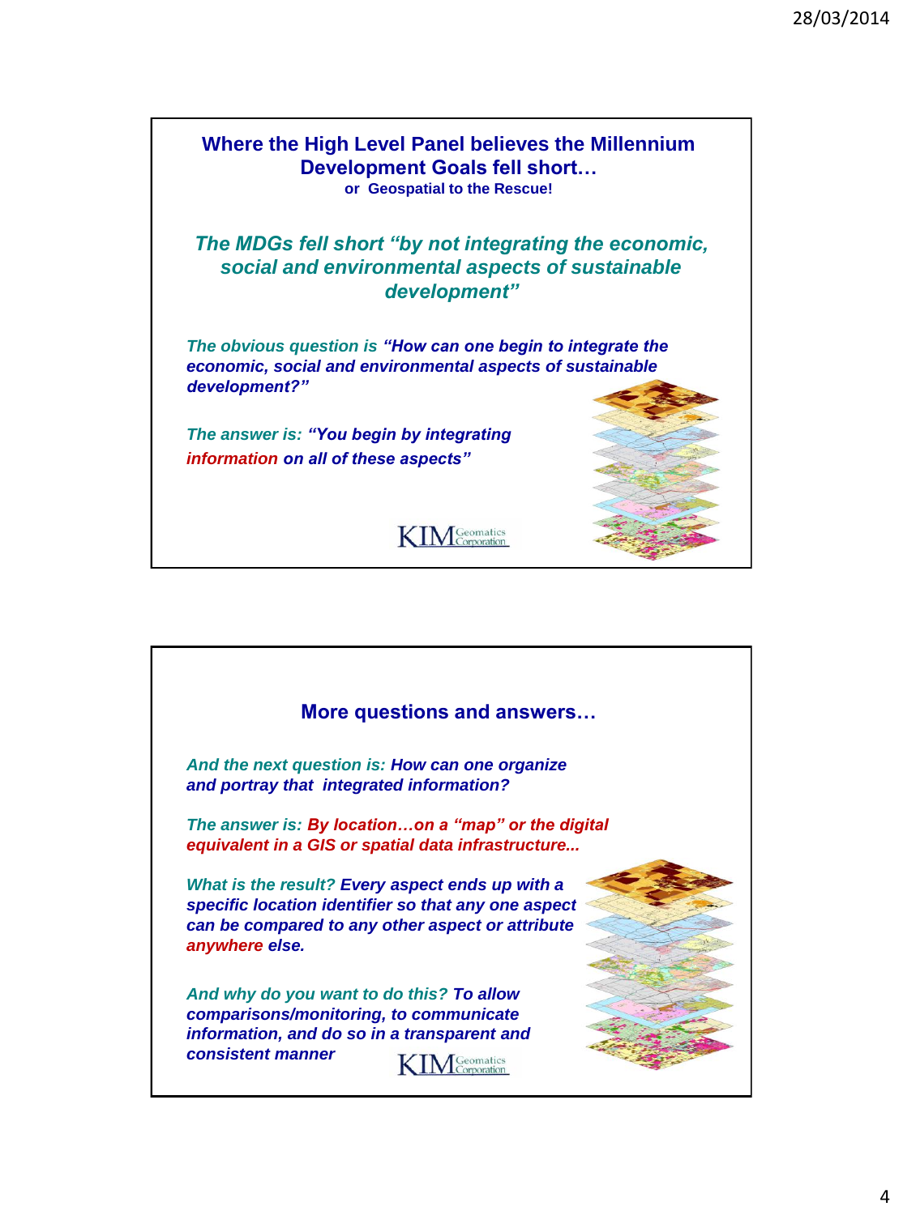## Where the High Level Panel believes the Millennium Development Goals fell short…

**or Geospatial to the Rescue!**

***The MDGs fell short "by not integrating the economic, social and environmental aspects of sustainable development"***

***The obvious question is "How can one begin to integrate the economic, social and environmental aspects of sustainable development?"***

***The answer is: "You begin by integrating information on all of these aspects"***

KIM Geomatics Corporation

## More questions and answers…

***And the next question is: How can one organize and portray that integrated information?***

***The answer is: By location…on a "map" or the digital equivalent in a GIS or spatial data infrastructure...***

***What is the result? Every aspect ends up with a specific location identifier so that any one aspect can be compared to any other aspect or attribute anywhere else.***

***And why do you want to do this? To allow comparisons/monitoring, to communicate information, and do so in a transparent and consistent manner***

KIM Geomatics Corporation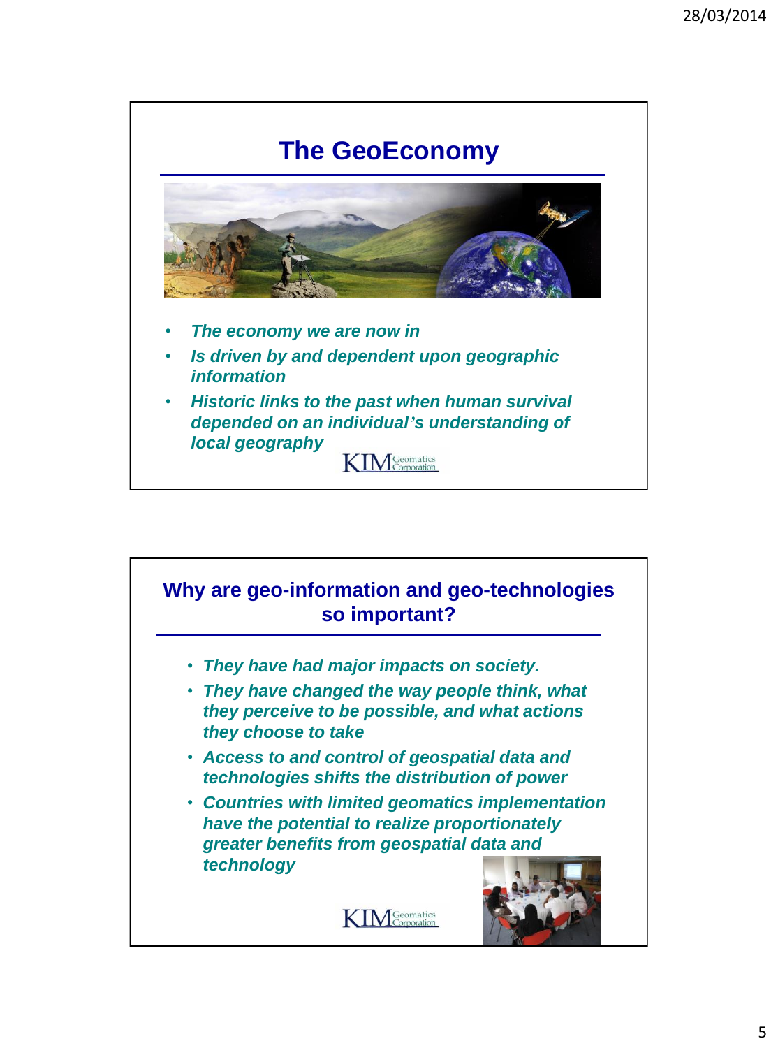## The GeoEconomy

- *The economy we are now in*
- *Is driven by and dependent upon geographic information*
- *Historic links to the past when human survival depended on an individual's understanding of local geography*

KIM Geomatics Corporation

## Why are geo-information and geo-technologies so important?

- *They have had major impacts on society.*
- *They have changed the way people think, what they perceive to be possible, and what actions they choose to take*
- *Access to and control of geospatial data and technologies shifts the distribution of power*
- *Countries with limited geomatics implementation have the potential to realize proportionately greater benefits from geospatial data and technology*

KIM Geomatics Corporation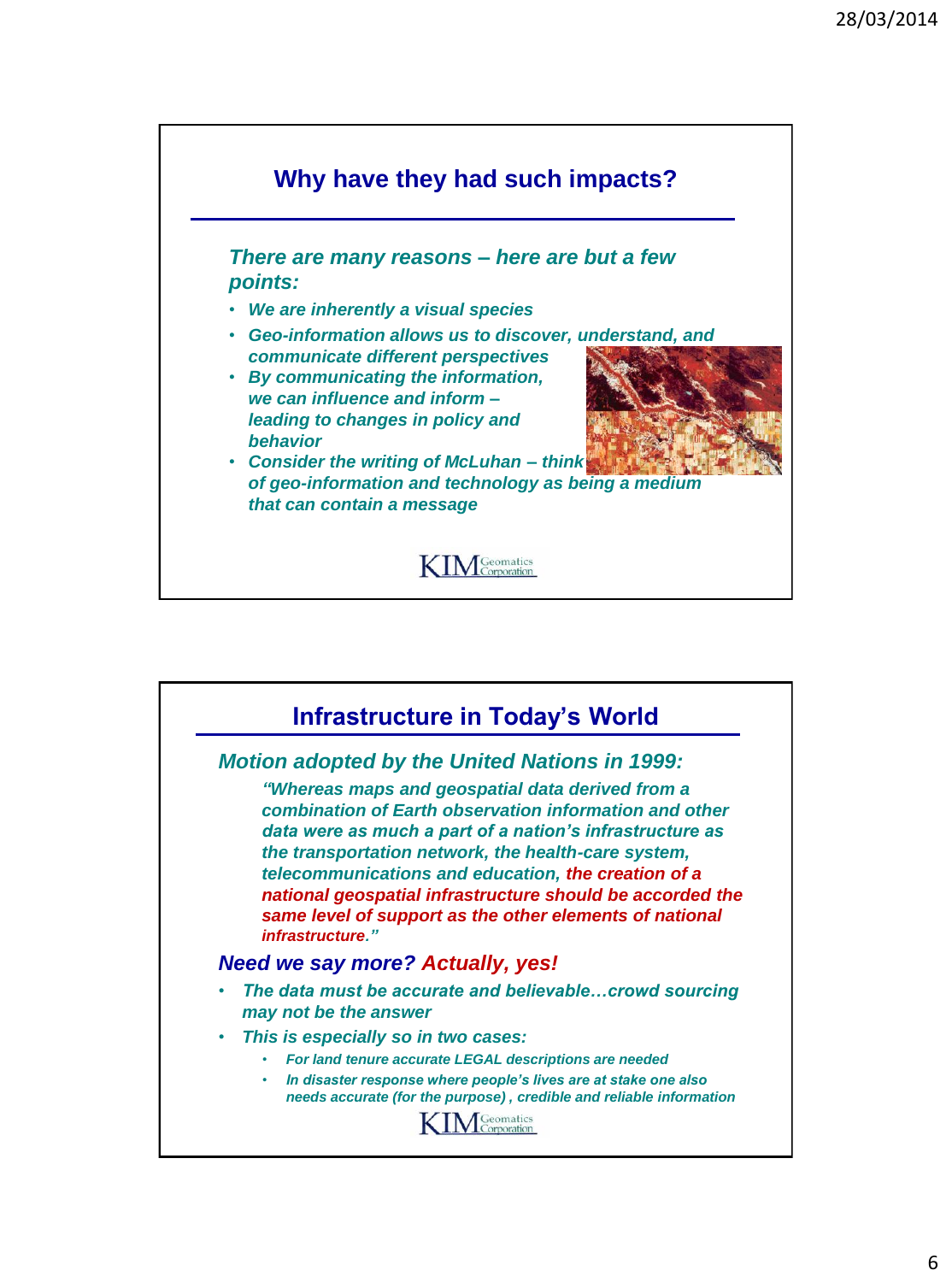## Why have they had such impacts?

*There are many reasons – here are but a few points:*

- *We are inherently a visual species*
- *Geo-information allows us to discover, understand, and communicate different perspectives*
- *By communicating the information, we can influence and inform – leading to changes in policy and behavior*
- *Consider the writing of McLuhan – think of geo-information and technology as being a medium that can contain a message*

KIM Geomatics Corporation

## Infrastructure in Today's World

*Motion adopted by the United Nations in 1999:*

> *"Whereas maps and geospatial data derived from a combination of Earth observation information and other data were as much a part of a nation's infrastructure as the transportation network, the health-care system, telecommunications and education, the creation of a national geospatial infrastructure should be accorded the same level of support as the other elements of national infrastructure."*

*Need we say more? Actually, yes!*

- *The data must be accurate and believable…crowd sourcing may not be the answer*
- *This is especially so in two cases:*
  - *For land tenure accurate LEGAL descriptions are needed*
  - *In disaster response where people's lives are at stake one also needs accurate (for the purpose) , credible and reliable information*

KIM Geomatics Corporation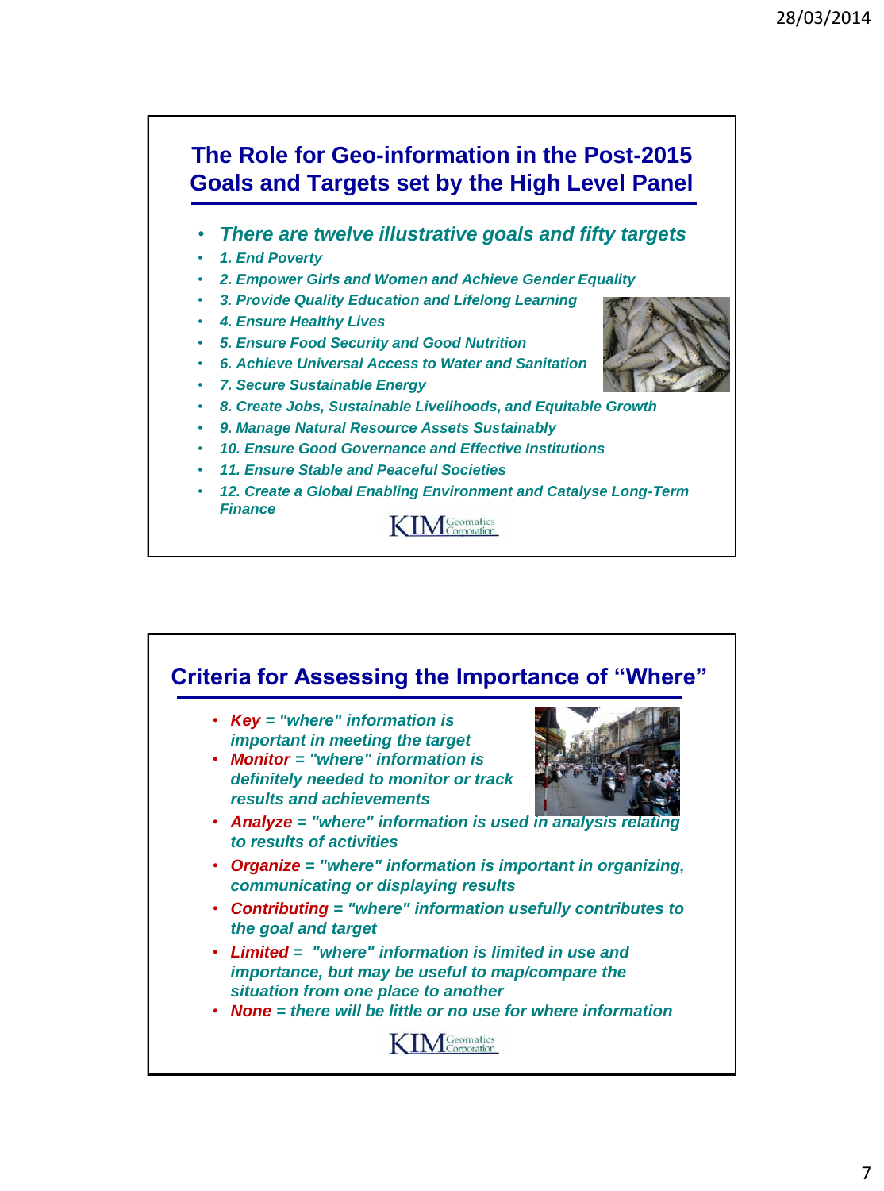## The Role for Geo-information in the Post-2015 Goals and Targets set by the High Level Panel

- *There are twelve illustrative goals and fifty targets*
- *1. End Poverty*
- *2. Empower Girls and Women and Achieve Gender Equality*
- *3. Provide Quality Education and Lifelong Learning*
- *4. Ensure Healthy Lives*
- *5. Ensure Food Security and Good Nutrition*
- *6. Achieve Universal Access to Water and Sanitation*
- *7. Secure Sustainable Energy*
- *8. Create Jobs, Sustainable Livelihoods, and Equitable Growth*
- *9. Manage Natural Resource Assets Sustainably*
- *10. Ensure Good Governance and Effective Institutions*
- *11. Ensure Stable and Peaceful Societies*
- *12. Create a Global Enabling Environment and Catalyse Long-Term Finance*

KIM Geomatics Corporation

## Criteria for Assessing the Importance of "Where"

- ***Key*** *= "where" information is important in meeting the target*
- ***Monitor*** *= "where" information is definitely needed to monitor or track results and achievements*
- ***Analyze*** *= "where" information is used in analysis relating to results of activities*
- ***Organize*** *= "where" information is important in organizing, communicating or displaying results*
- ***Contributing*** *= "where" information usefully contributes to the goal and target*
- ***Limited*** *= "where" information is limited in use and importance, but may be useful to map/compare the situation from one place to another*
- ***None*** *= there will be little or no use for where information*

KIM Geomatics Corporation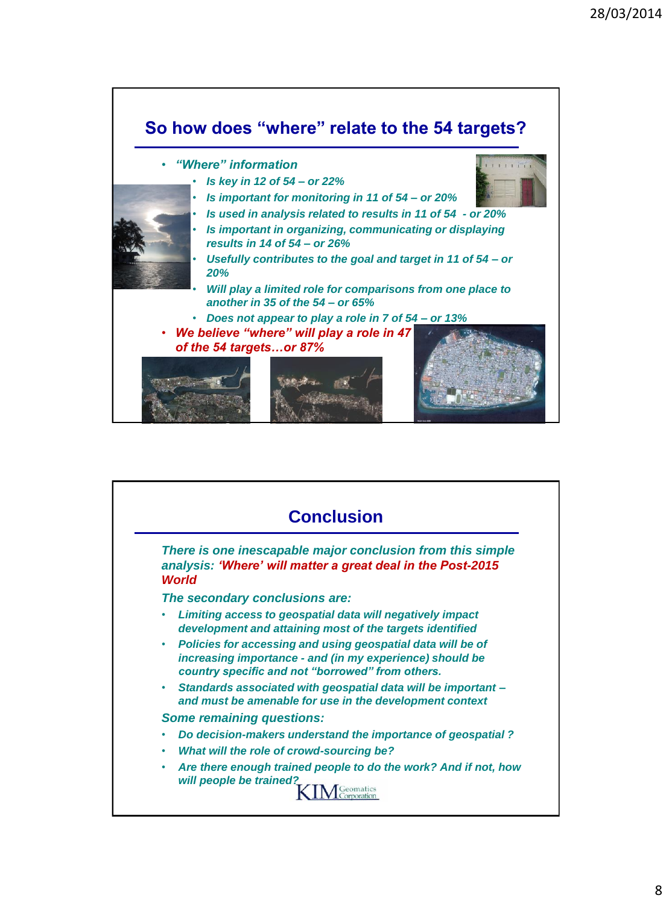## So how does "where" relate to the 54 targets?

- *"Where" information*
  - *Is key in 12 of 54 – or 22%*
  - *Is important for monitoring in 11 of 54 – or 20%*
  - *Is used in analysis related to results in 11 of 54 - or 20%*
  - *Is important in organizing, communicating or displaying results in 14 of 54 – or 26%*
  - *Usefully contributes to the goal and target in 11 of 54 – or 20%*
  - *Will play a limited role for comparisons from one place to another in 35 of the 54 – or 65%*
  - *Does not appear to play a role in 7 of 54 – or 13%*
- ***We believe "where" will play a role in 47 of the 54 targets…or 87%***

## Conclusion

*There is one inescapable major conclusion from this simple analysis: **'Where' will matter a great deal in the Post-2015 World***

*The secondary conclusions are:*

- *Limiting access to geospatial data will negatively impact development and attaining most of the targets identified*
- *Policies for accessing and using geospatial data will be of increasing importance - and (in my experience) should be country specific and not "borrowed" from others.*
- *Standards associated with geospatial data will be important – and must be amenable for use in the development context*

*Some remaining questions:*

- *Do decision-makers understand the importance of geospatial ?*
- *What will the role of crowd-sourcing be?*
- *Are there enough trained people to do the work? And if not, how will people be trained?*

KIM Geomatics Corporation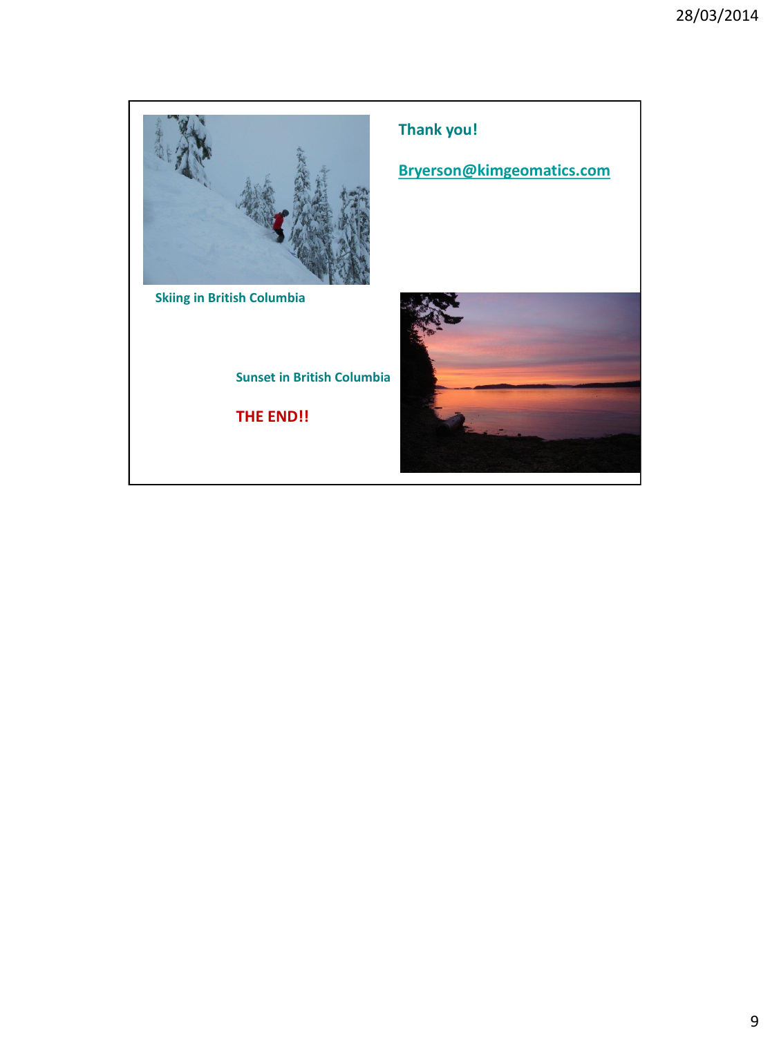**Thank you!**

**Bryerson@kimgeomatics.com**

**Skiing in British Columbia**

**Sunset in British Columbia**

**THE END!!**